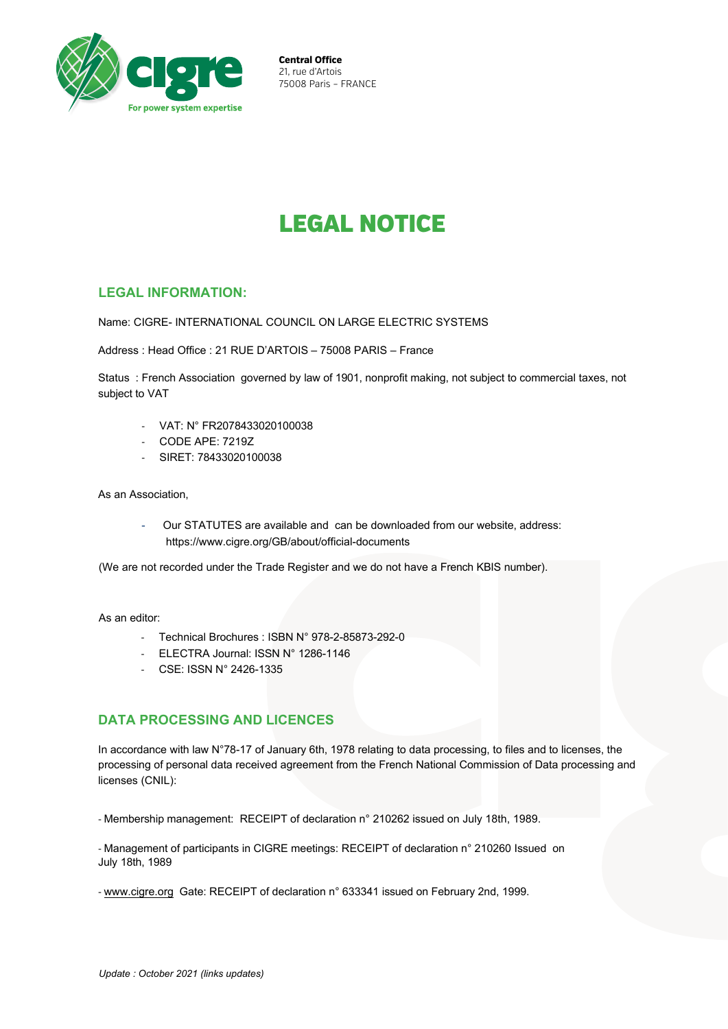**Central Office**
21, rue d'Artois
75008 Paris – FRANCE

# LEGAL NOTICE

## LEGAL INFORMATION:

Name: CIGRE- INTERNATIONAL COUNCIL ON LARGE ELECTRIC SYSTEMS

Address : Head Office : 21 RUE D'ARTOIS – 75008 PARIS – France

Status : French Association governed by law of 1901, nonprofit making, not subject to commercial taxes, not subject to VAT

- VAT: N° FR2078433020100038
- CODE APE: 7219Z
- SIRET: 78433020100038

As an Association,

- Our STATUTES are available and can be downloaded from our website, address: https://www.cigre.org/GB/about/official-documents

(We are not recorded under the Trade Register and we do not have a French KBIS number).

As an editor:

- Technical Brochures : ISBN N° 978-2-85873-292-0
- ELECTRA Journal: ISSN N° 1286-1146
- CSE: ISSN N° 2426-1335

## DATA PROCESSING AND LICENCES

In accordance with law N°78-17 of January 6th, 1978 relating to data processing, to files and to licenses, the processing of personal data received agreement from the French National Commission of Data processing and licenses (CNIL):

- Membership management: RECEIPT of declaration n° 210262 issued on July 18th, 1989.

- Management of participants in CIGRE meetings: RECEIPT of declaration n° 210260 Issued on July 18th, 1989

- www.cigre.org Gate: RECEIPT of declaration n° 633341 issued on February 2nd, 1999.

*Update : October 2021 (links updates)*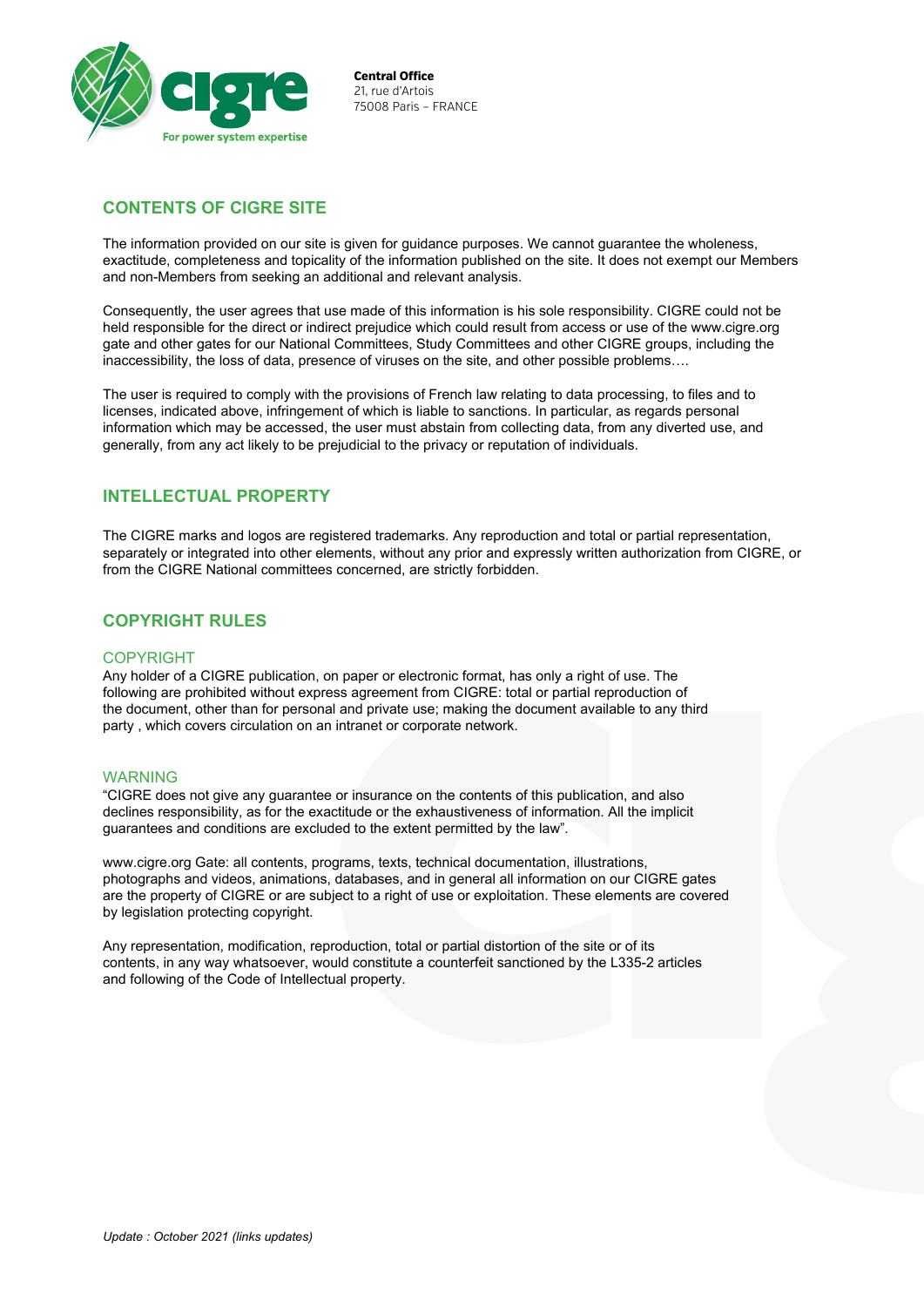Central Office
21, rue d'Artois
75008 Paris – FRANCE

## CONTENTS OF CIGRE SITE

The information provided on our site is given for guidance purposes. We cannot guarantee the wholeness, exactitude, completeness and topicality of the information published on the site. It does not exempt our Members and non-Members from seeking an additional and relevant analysis.

Consequently, the user agrees that use made of this information is his sole responsibility. CIGRE could not be held responsible for the direct or indirect prejudice which could result from access or use of the www.cigre.org gate and other gates for our National Committees, Study Committees and other CIGRE groups, including the inaccessibility, the loss of data, presence of viruses on the site, and other possible problems….

The user is required to comply with the provisions of French law relating to data processing, to files and to licenses, indicated above, infringement of which is liable to sanctions. In particular, as regards personal information which may be accessed, the user must abstain from collecting data, from any diverted use, and generally, from any act likely to be prejudicial to the privacy or reputation of individuals.

## INTELLECTUAL PROPERTY

The CIGRE marks and logos are registered trademarks. Any reproduction and total or partial representation, separately or integrated into other elements, without any prior and expressly written authorization from CIGRE, or from the CIGRE National committees concerned, are strictly forbidden.

## COPYRIGHT RULES

### COPYRIGHT

Any holder of a CIGRE publication, on paper or electronic format, has only a right of use. The following are prohibited without express agreement from CIGRE: total or partial reproduction of the document, other than for personal and private use; making the document available to any third party , which covers circulation on an intranet or corporate network.

### WARNING

"CIGRE does not give any guarantee or insurance on the contents of this publication, and also declines responsibility, as for the exactitude or the exhaustiveness of information. All the implicit guarantees and conditions are excluded to the extent permitted by the law".

www.cigre.org Gate: all contents, programs, texts, technical documentation, illustrations, photographs and videos, animations, databases, and in general all information on our CIGRE gates are the property of CIGRE or are subject to a right of use or exploitation. These elements are covered by legislation protecting copyright.

Any representation, modification, reproduction, total or partial distortion of the site or of its contents, in any way whatsoever, would constitute a counterfeit sanctioned by the L335-2 articles and following of the Code of Intellectual property.

*Update : October 2021 (links updates)*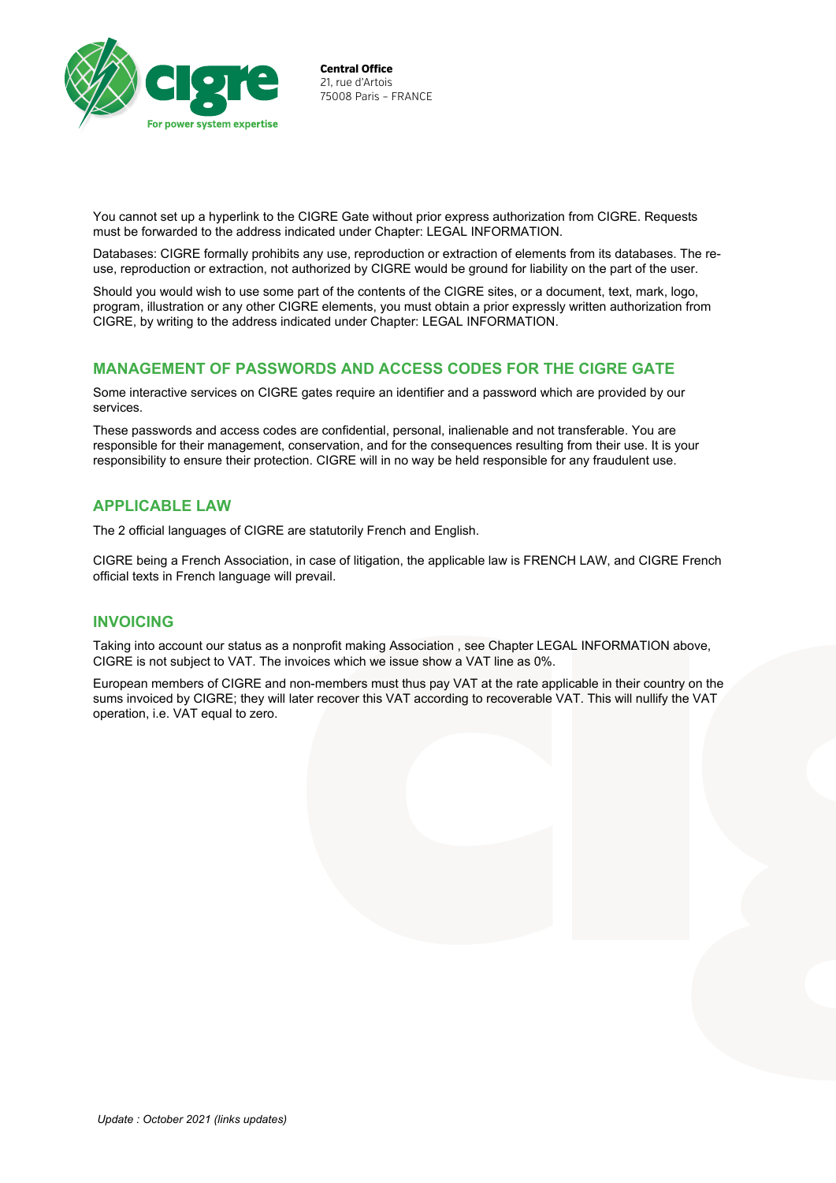You cannot set up a hyperlink to the CIGRE Gate without prior express authorization from CIGRE. Requests must be forwarded to the address indicated under Chapter: LEGAL INFORMATION.

Databases: CIGRE formally prohibits any use, reproduction or extraction of elements from its databases. The re-use, reproduction or extraction, not authorized by CIGRE would be ground for liability on the part of the user.

Should you would wish to use some part of the contents of the CIGRE sites, or a document, text, mark, logo, program, illustration or any other CIGRE elements, you must obtain a prior expressly written authorization from CIGRE, by writing to the address indicated under Chapter: LEGAL INFORMATION.

## MANAGEMENT OF PASSWORDS AND ACCESS CODES FOR THE CIGRE GATE

Some interactive services on CIGRE gates require an identifier and a password which are provided by our services.

These passwords and access codes are confidential, personal, inalienable and not transferable. You are responsible for their management, conservation, and for the consequences resulting from their use. It is your responsibility to ensure their protection. CIGRE will in no way be held responsible for any fraudulent use.

## APPLICABLE LAW

The 2 official languages of CIGRE are statutorily French and English.

CIGRE being a French Association, in case of litigation, the applicable law is FRENCH LAW, and CIGRE French official texts in French language will prevail.

## INVOICING

Taking into account our status as a nonprofit making Association , see Chapter LEGAL INFORMATION above, CIGRE is not subject to VAT. The invoices which we issue show a VAT line as 0%.

European members of CIGRE and non-members must thus pay VAT at the rate applicable in their country on the sums invoiced by CIGRE; they will later recover this VAT according to recoverable VAT. This will nullify the VAT operation, i.e. VAT equal to zero.

*Update : October 2021 (links updates)*